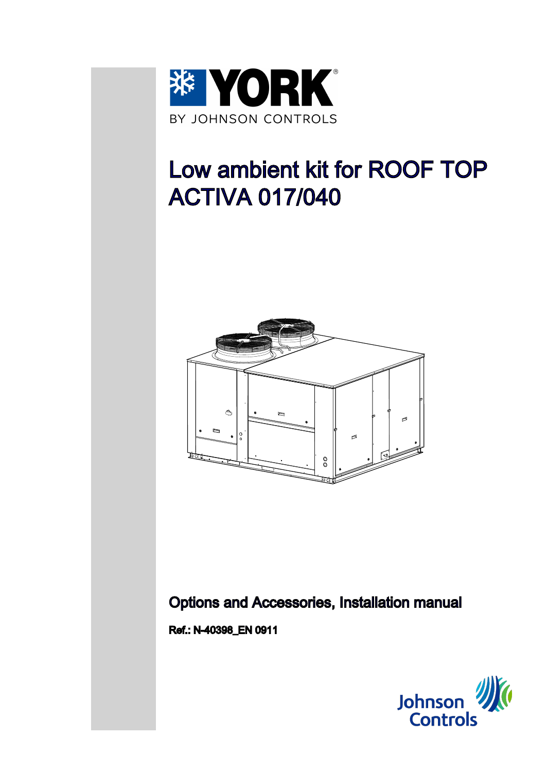YORK

BY JOHNSON CONTROLS

# Low ambient kit for ROOF TOP ACTIVA 017/040

## Options and Accessories, Installation manual

**Ref.: N-40398_EN 0911**

Johnson Controls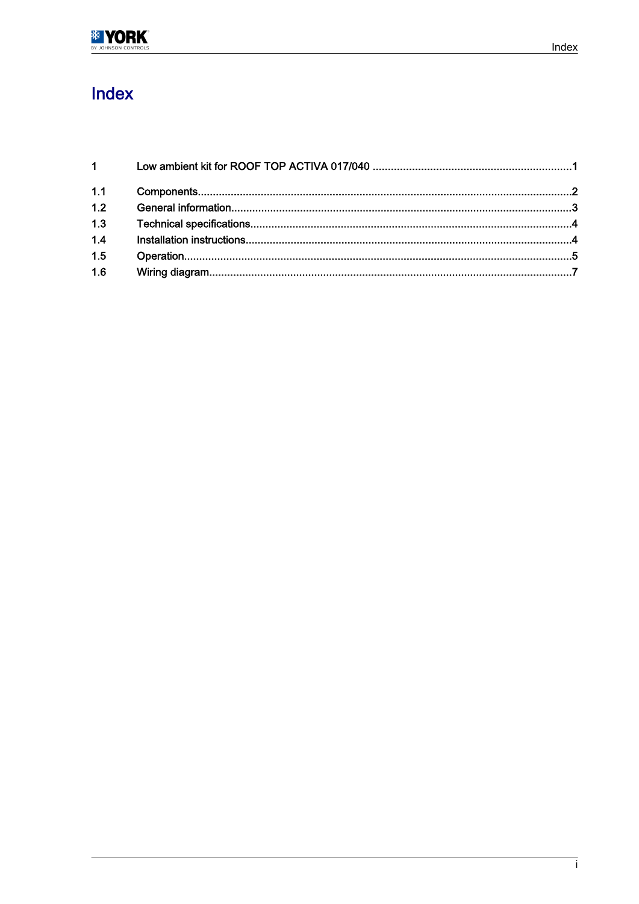# Index

| | | |
|---|---|---|
| 1 | Low ambient kit for ROOF TOP ACTIVA 017/040 | 1 |
| 1.1 | Components | 2 |
| 1.2 | General information | 3 |
| 1.3 | Technical specifications | 4 |
| 1.4 | Installation instructions | 4 |
| 1.5 | Operation | 5 |
| 1.6 | Wiring diagram | 7 |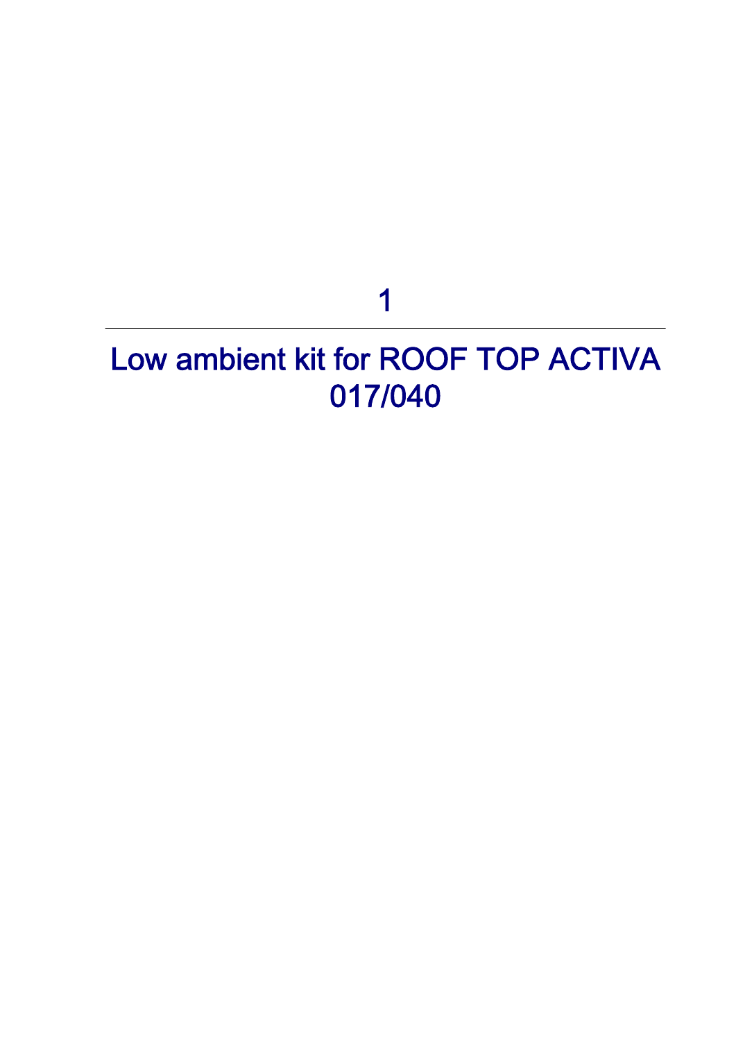# 1

# Low ambient kit for ROOF TOP ACTIVA 017/040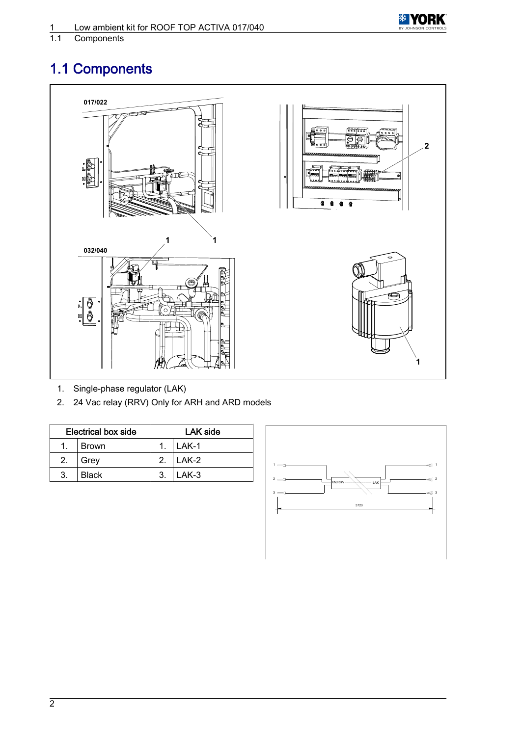# 1.1 Components

1. Single-phase regulator (LAK)
2. 24 Vac relay (RRV) Only for ARH and ARD models

| Electrical box side | | LAK side | |
|---|---|---|---|
| 1. | Brown | 1. | LAK-1 |
| 2. | Grey | 2. | LAK-2 |
| 3. | Black | 3. | LAK-3 |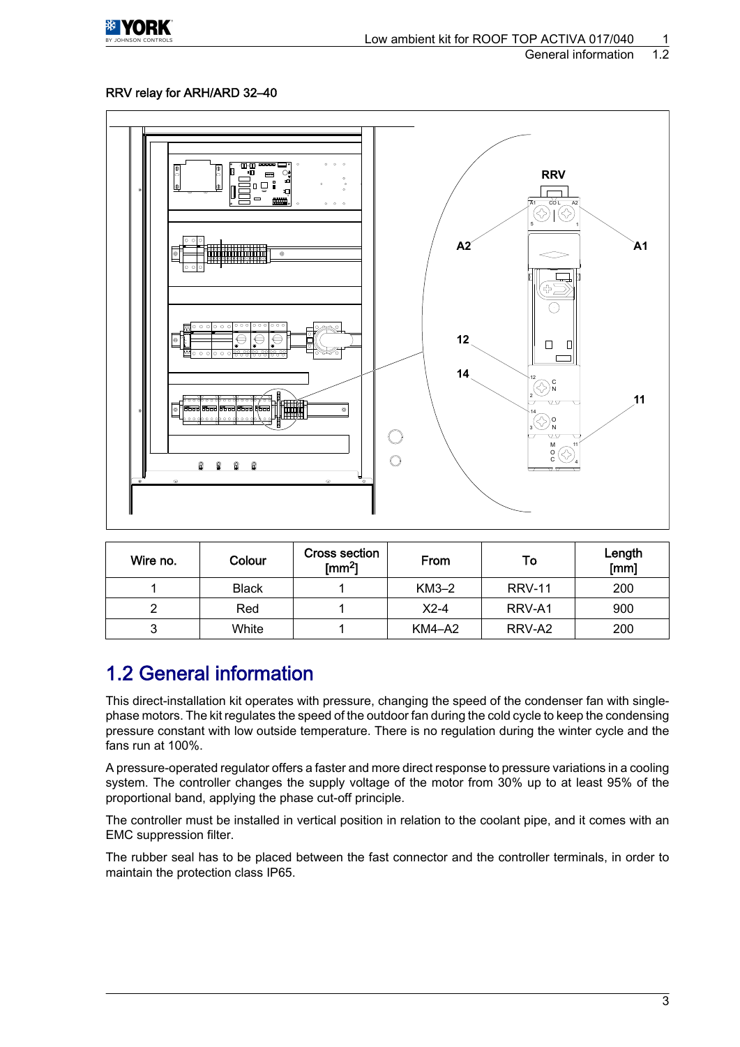RRV relay for ARH/ARD 32–40

| Wire no. | Colour | Cross section [mm$^2$] | From | To | Length [mm] |
|---|---|---|---|---|---|
| 1 | Black | 1 | KM3–2 | RRV-11 | 200 |
| 2 | Red | 1 | X2-4 | RRV-A1 | 900 |
| 3 | White | 1 | KM4–A2 | RRV-A2 | 200 |

# 1.2 General information

This direct-installation kit operates with pressure, changing the speed of the condenser fan with single-phase motors. The kit regulates the speed of the outdoor fan during the cold cycle to keep the condensing pressure constant with low outside temperature. There is no regulation during the winter cycle and the fans run at 100%.

A pressure-operated regulator offers a faster and more direct response to pressure variations in a cooling system. The controller changes the supply voltage of the motor from 30% up to at least 95% of the proportional band, applying the phase cut-off principle.

The controller must be installed in vertical position in relation to the coolant pipe, and it comes with an EMC suppression filter.

The rubber seal has to be placed between the fast connector and the controller terminals, in order to maintain the protection class IP65.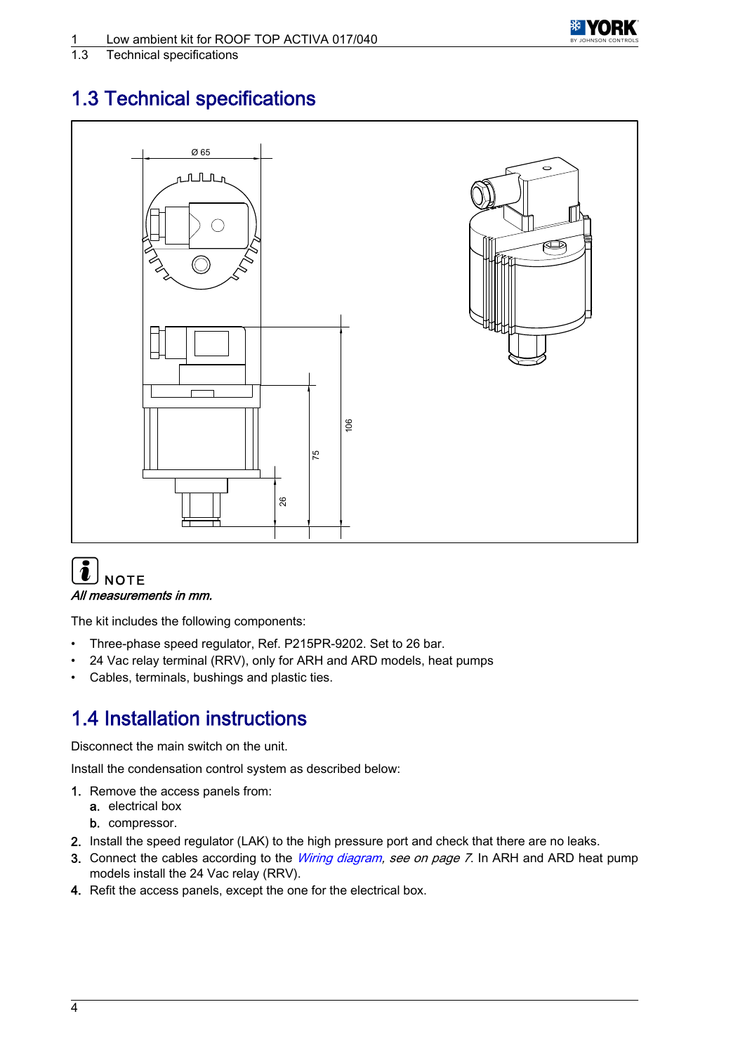## 1.3 Technical specifications

> **NOTE**
> *All measurements in mm.*

The kit includes the following components:

- Three-phase speed regulator, Ref. P215PR-9202. Set to 26 bar.
- 24 Vac relay terminal (RRV), only for ARH and ARD models, heat pumps
- Cables, terminals, bushings and plastic ties.

## 1.4 Installation instructions

Disconnect the main switch on the unit.

Install the condensation control system as described below:

1. Remove the access panels from:
   a. electrical box
   b. compressor.
2. Install the speed regulator (LAK) to the high pressure port and check that there are no leaks.
3. Connect the cables according to the *Wiring diagram, see on page 7*. In ARH and ARD heat pump models install the 24 Vac relay (RRV).
4. Refit the access panels, except the one for the electrical box.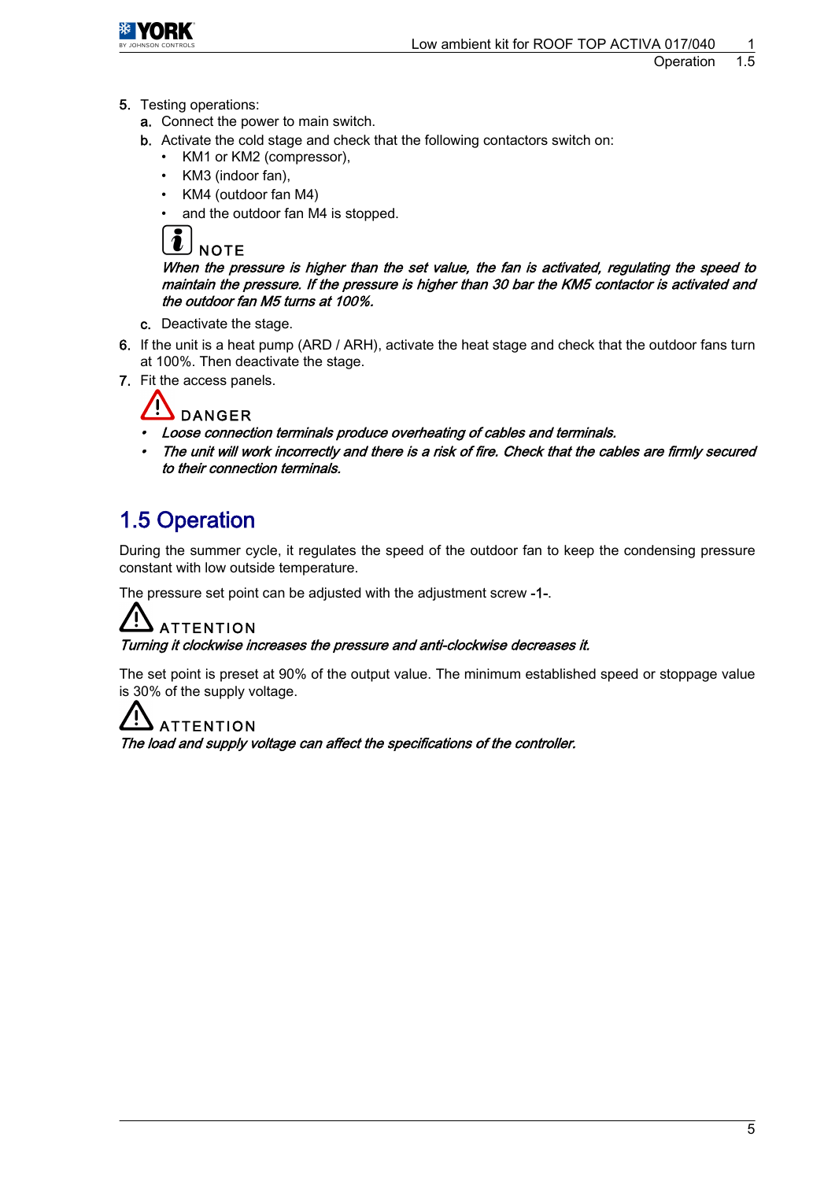5. Testing operations:
   a. Connect the power to main switch.
   b. Activate the cold stage and check that the following contactors switch on:
      - KM1 or KM2 (compressor),
      - KM3 (indoor fan),
      - KM4 (outdoor fan M4)
      - and the outdoor fan M4 is stopped.

      NOTE
      *When the pressure is higher than the set value, the fan is activated, regulating the speed to maintain the pressure. If the pressure is higher than 30 bar the KM5 contactor is activated and the outdoor fan M5 turns at 100%.*

   c. Deactivate the stage.
6. If the unit is a heat pump (ARD / ARH), activate the heat stage and check that the outdoor fans turn at 100%. Then deactivate the stage.
7. Fit the access panels.

   DANGER
   - *Loose connection terminals produce overheating of cables and terminals.*
   - *The unit will work incorrectly and there is a risk of fire. Check that the cables are firmly secured to their connection terminals.*

## 1.5 Operation

During the summer cycle, it regulates the speed of the outdoor fan to keep the condensing pressure constant with low outside temperature.

The pressure set point can be adjusted with the adjustment screw **-1-**.

ATTENTION
*Turning it clockwise increases the pressure and anti-clockwise decreases it.*

The set point is preset at 90% of the output value. The minimum established speed or stoppage value is 30% of the supply voltage.

ATTENTION
*The load and supply voltage can affect the specifications of the controller.*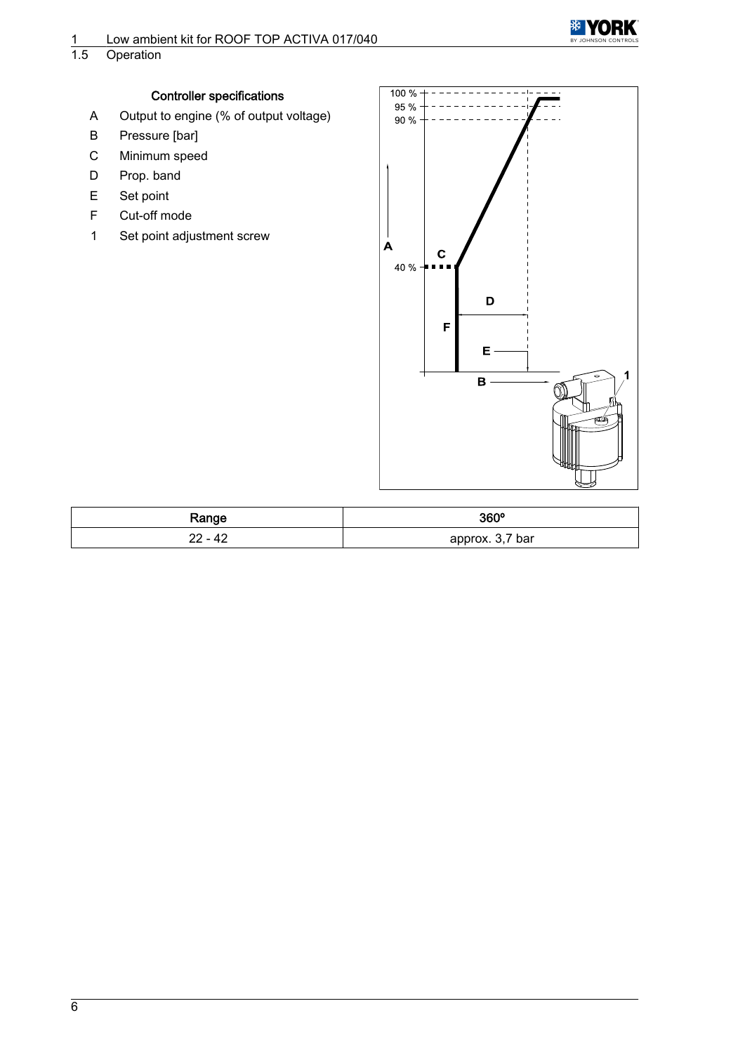## Controller specifications

A Output to engine (% of output voltage)

B Pressure [bar]

C Minimum speed

D Prop. band

E Set point

F Cut-off mode

1 Set point adjustment screw

| Range | 360º |
| --- | --- |
| 22 - 42 | approx. 3,7 bar |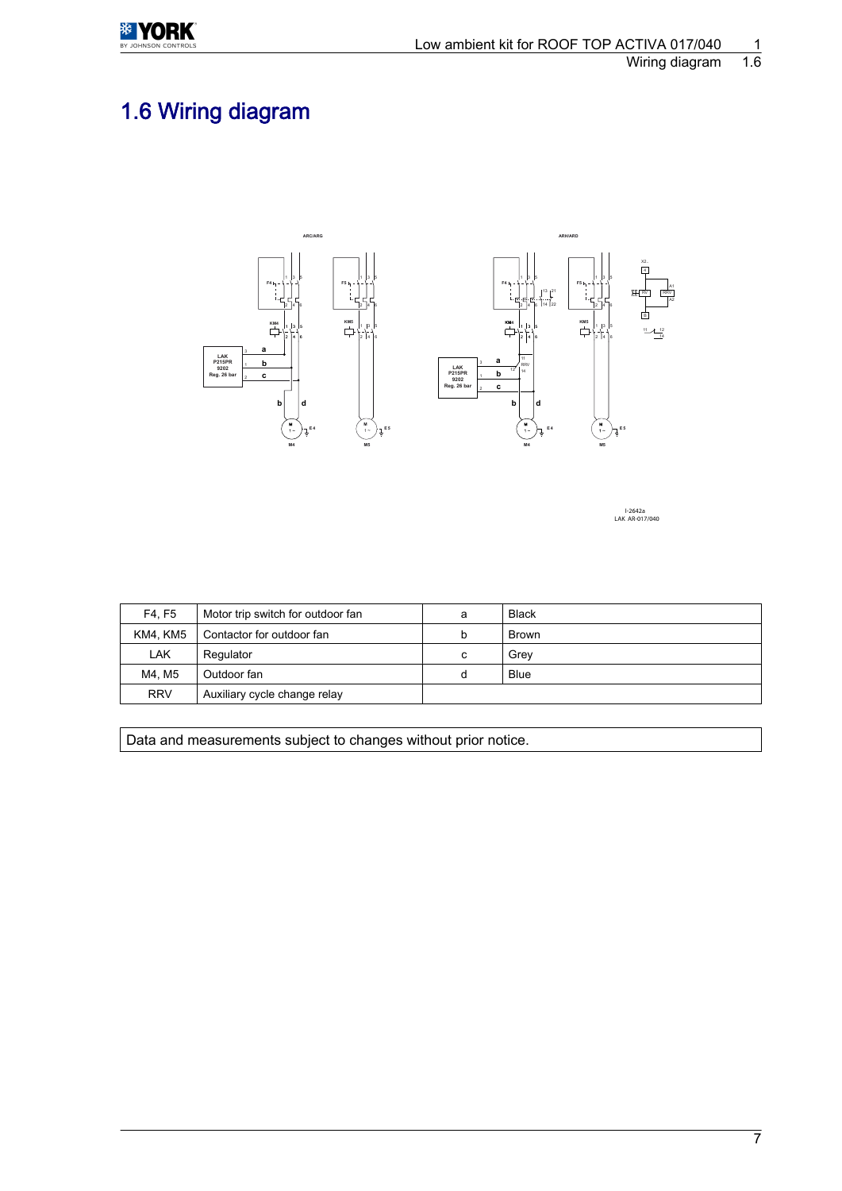# 1.6 Wiring diagram

ARC/ARG

ARH/ARD

I-2642a
LAK AR-017/040

| | | | |
|---|---|---|---|
| F4, F5 | Motor trip switch for outdoor fan | a | Black |
| KM4, KM5 | Contactor for outdoor fan | b | Brown |
| LAK | Regulator | c | Grey |
| M4, M5 | Outdoor fan | d | Blue |
| RRV | Auxiliary cycle change relay | | |

Data and measurements subject to changes without prior notice.